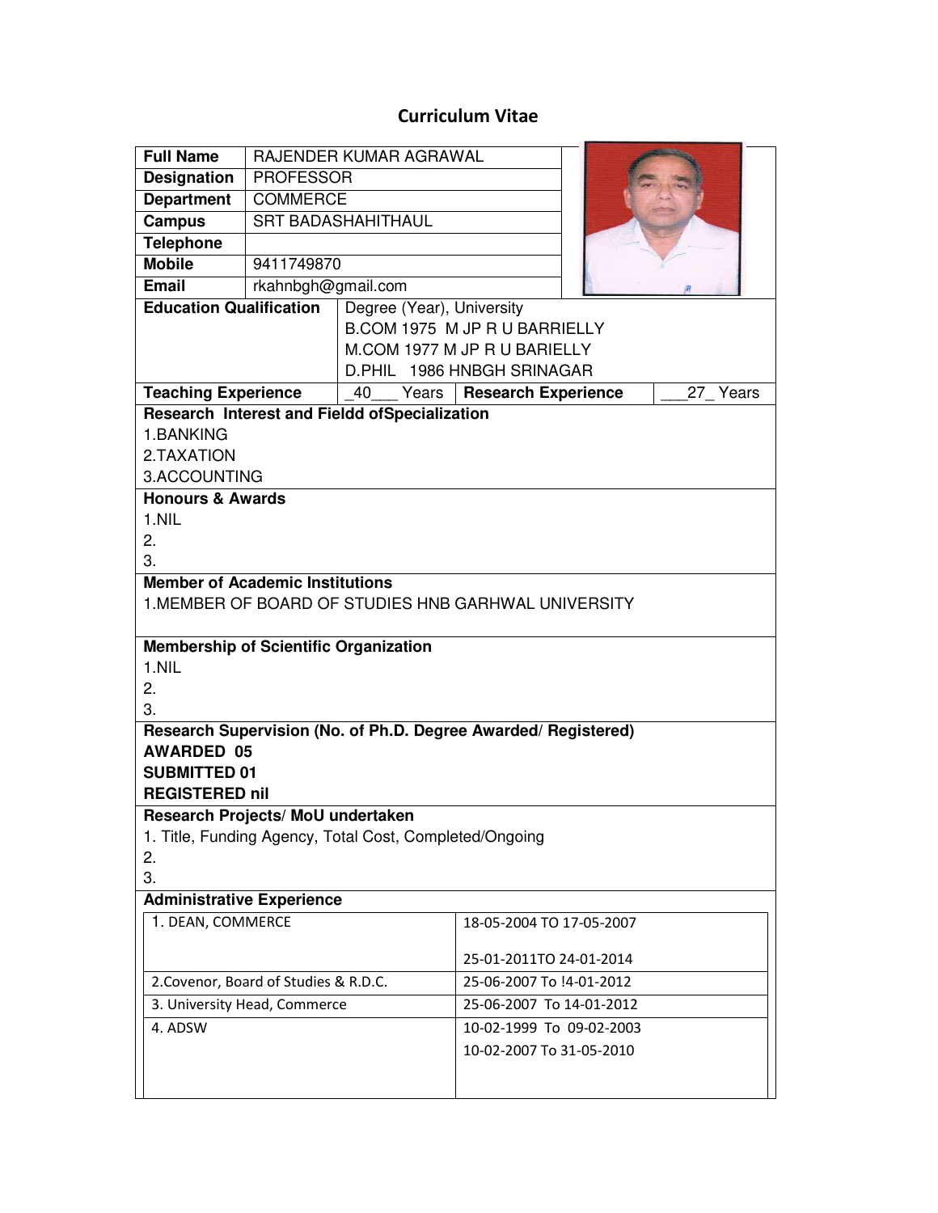# Curriculum Vitae

| **Full Name** | RAJENDER KUMAR AGRAWAL |
|---|---|
| **Designation** | PROFESSOR |
| **Department** | COMMERCE |
| **Campus** | SRT BADASHAHITHAUL |
| **Telephone** | |
| **Mobile** | 9411749870 |
| **Email** | rkahnbgh@gmail.com |

| **Education Qualification** | Degree (Year), University |
|---|---|
| | B.COM 1975 M JP R U BARRIELLY |
| | M.COM 1977 M JP R U BARIELLY |
| | D.PHIL 1986 HNBGH SRINAGAR |

| **Teaching Experience** | _40___ Years | **Research Experience** | ___27_ Years |
|---|---|---|---|

**Research Interest and Fieldd ofSpecialization**

1.BANKING
2.TAXATION
3.ACCOUNTING

**Honours & Awards**

1.NIL
2.
3.

**Member of Academic Institutions**

1.MEMBER OF BOARD OF STUDIES HNB GARHWAL UNIVERSITY

**Membership of Scientific Organization**

1.NIL
2.
3.

**Research Supervision (No. of Ph.D. Degree Awarded/ Registered)**

**AWARDED 05**
**SUBMITTED 01**
**REGISTERED nil**

**Research Projects/ MoU undertaken**

1. Title, Funding Agency, Total Cost, Completed/Ongoing
2.
3.

**Administrative Experience**

| | |
|---|---|
| 1. DEAN, COMMERCE | 18-05-2004 TO 17-05-2007<br><br>25-01-2011TO 24-01-2014 |
| 2.Covenor, Board of Studies & R.D.C. | 25-06-2007 To !4-01-2012 |
| 3. University Head, Commerce | 25-06-2007 To 14-01-2012 |
| 4. ADSW | 10-02-1999 To 09-02-2003<br>10-02-2007 To 31-05-2010 |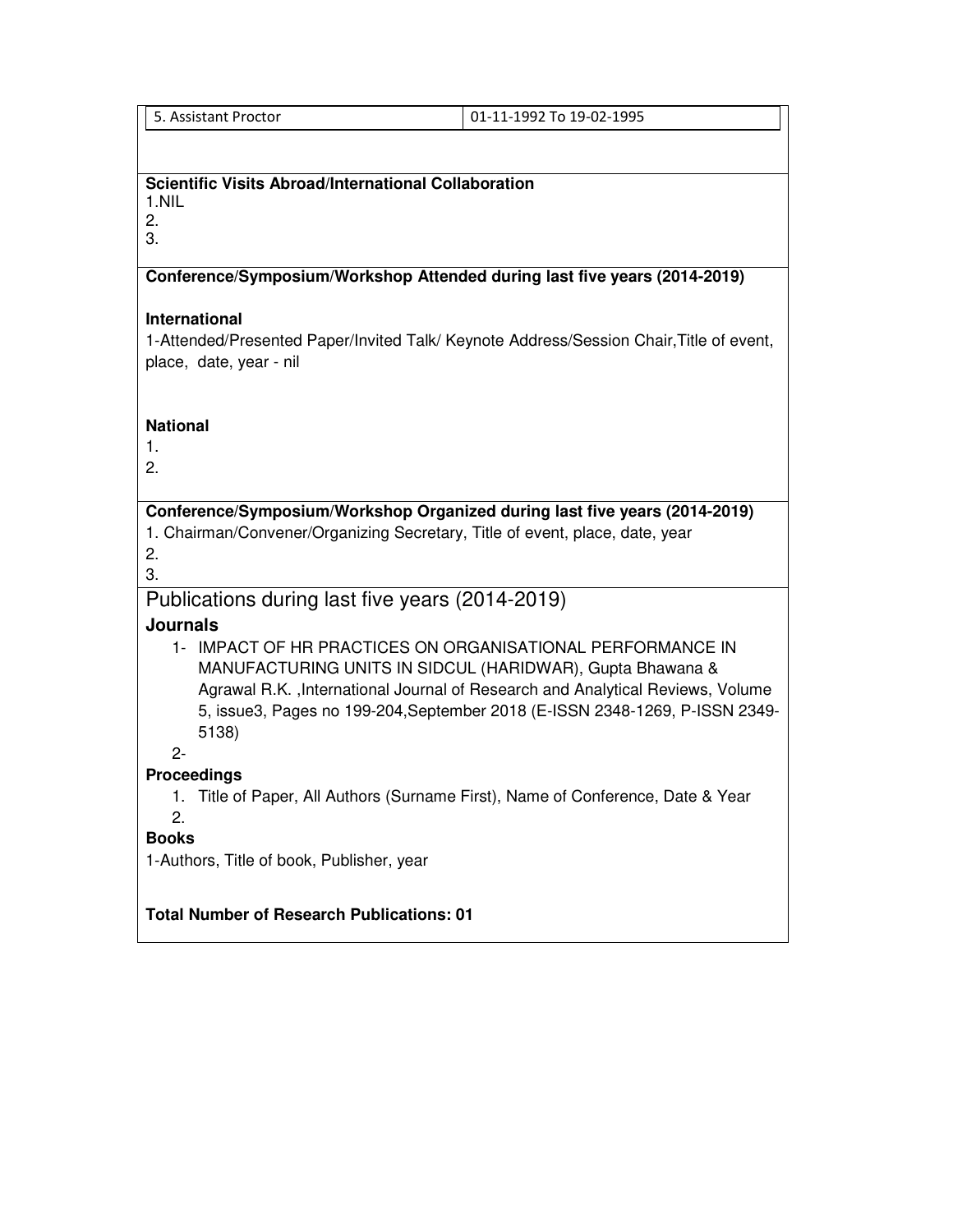| | |
|---|---|
| 5. Assistant Proctor | 01-11-1992 To 19-02-1995 |

**Scientific Visits Abroad/International Collaboration**

1.NIL

2.

3.

**Conference/Symposium/Workshop Attended during last five years (2014-2019)**

**International**

1-Attended/Presented Paper/Invited Talk/ Keynote Address/Session Chair,Title of event, place, date, year - nil

**National**

1.

2.

**Conference/Symposium/Workshop Organized during last five years (2014-2019)**

1. Chairman/Convener/Organizing Secretary, Title of event, place, date, year

2.

3.

## Publications during last five years (2014-2019)

**Journals**

1- IMPACT OF HR PRACTICES ON ORGANISATIONAL PERFORMANCE IN MANUFACTURING UNITS IN SIDCUL (HARIDWAR), Gupta Bhawana & Agrawal R.K. ,International Journal of Research and Analytical Reviews, Volume 5, issue3, Pages no 199-204,September 2018 (E-ISSN 2348-1269, P-ISSN 2349-5138)

2-

**Proceedings**

1. Title of Paper, All Authors (Surname First), Name of Conference, Date & Year
2.

**Books**

1-Authors, Title of book, Publisher, year

**Total Number of Research Publications: 01**